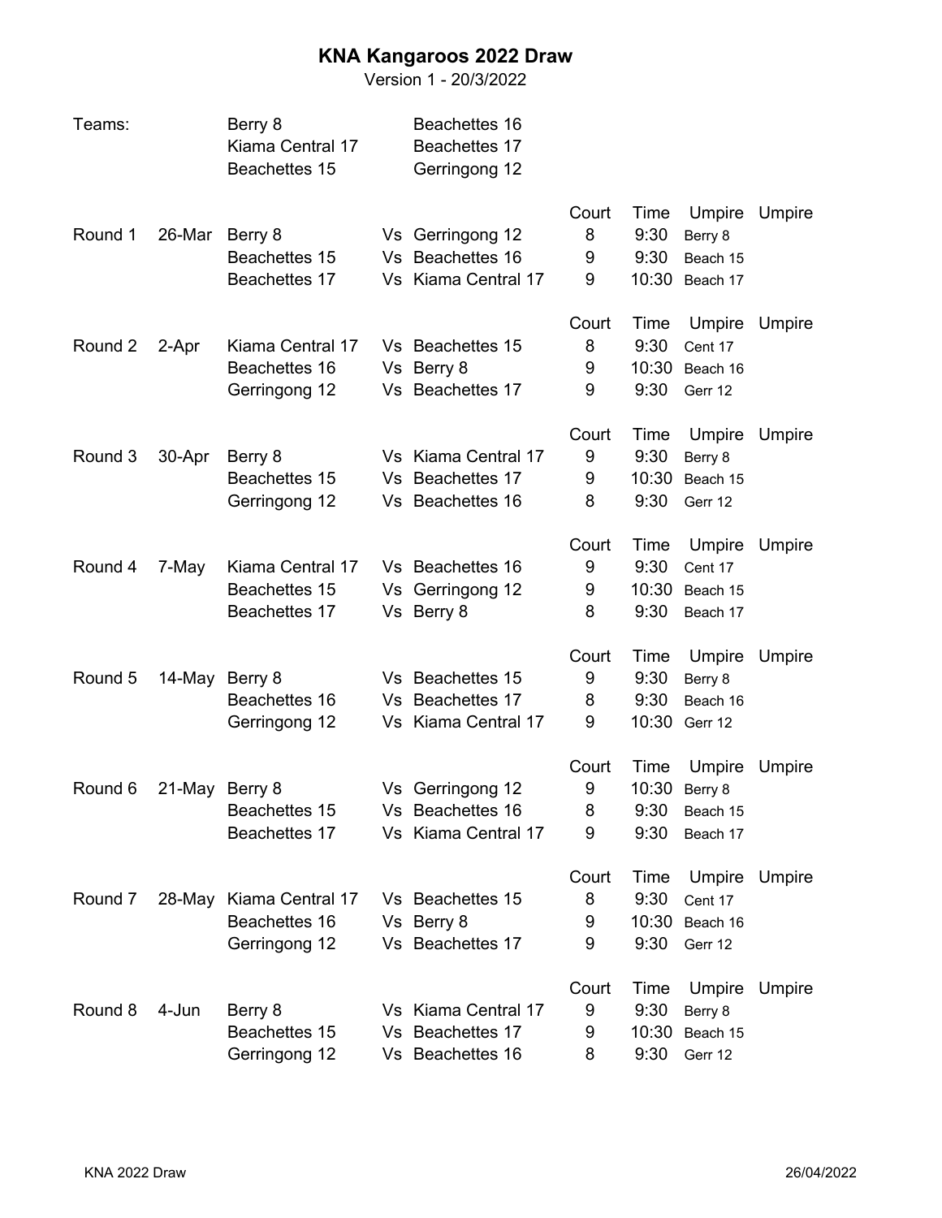# KNA Kangaroos 2022 Draw

Version 1 - 20/3/2022

| Teams: | | | |
|---|---|---|---|
| | | Berry 8 | Beachettes 16 |
| | | Kiama Central 17 | Beachettes 17 |
| | | Beachettes 15 | Gerringong 12 |

| Round | Date | Team | | Opponent | Court | Time | Umpire | Umpire |
|---|---|---|---|---|---|---|---|---|
| Round 1 | 26-Mar | Berry 8 | Vs | Gerringong 12 | 8 | 9:30 | Berry 8 | |
| | | Beachettes 15 | Vs | Beachettes 16 | 9 | 9:30 | Beach 15 | |
| | | Beachettes 17 | Vs | Kiama Central 17 | 9 | 10:30 | Beach 17 | |
| Round 2 | 2-Apr | Kiama Central 17 | Vs | Beachettes 15 | 8 | 9:30 | Cent 17 | |
| | | Beachettes 16 | Vs | Berry 8 | 9 | 10:30 | Beach 16 | |
| | | Gerringong 12 | Vs | Beachettes 17 | 9 | 9:30 | Gerr 12 | |
| Round 3 | 30-Apr | Berry 8 | Vs | Kiama Central 17 | 9 | 9:30 | Berry 8 | |
| | | Beachettes 15 | Vs | Beachettes 17 | 9 | 10:30 | Beach 15 | |
| | | Gerringong 12 | Vs | Beachettes 16 | 8 | 9:30 | Gerr 12 | |
| Round 4 | 7-May | Kiama Central 17 | Vs | Beachettes 16 | 9 | 9:30 | Cent 17 | |
| | | Beachettes 15 | Vs | Gerringong 12 | 9 | 10:30 | Beach 15 | |
| | | Beachettes 17 | Vs | Berry 8 | 8 | 9:30 | Beach 17 | |
| Round 5 | 14-May | Berry 8 | Vs | Beachettes 15 | 9 | 9:30 | Berry 8 | |
| | | Beachettes 16 | Vs | Beachettes 17 | 8 | 9:30 | Beach 16 | |
| | | Gerringong 12 | Vs | Kiama Central 17 | 9 | 10:30 | Gerr 12 | |
| Round 6 | 21-May | Berry 8 | Vs | Gerringong 12 | 9 | 10:30 | Berry 8 | |
| | | Beachettes 15 | Vs | Beachettes 16 | 8 | 9:30 | Beach 15 | |
| | | Beachettes 17 | Vs | Kiama Central 17 | 9 | 9:30 | Beach 17 | |
| Round 7 | 28-May | Kiama Central 17 | Vs | Beachettes 15 | 8 | 9:30 | Cent 17 | |
| | | Beachettes 16 | Vs | Berry 8 | 9 | 10:30 | Beach 16 | |
| | | Gerringong 12 | Vs | Beachettes 17 | 9 | 9:30 | Gerr 12 | |
| Round 8 | 4-Jun | Berry 8 | Vs | Kiama Central 17 | 9 | 9:30 | Berry 8 | |
| | | Beachettes 15 | Vs | Beachettes 17 | 9 | 10:30 | Beach 15 | |
| | | Gerringong 12 | Vs | Beachettes 16 | 8 | 9:30 | Gerr 12 | |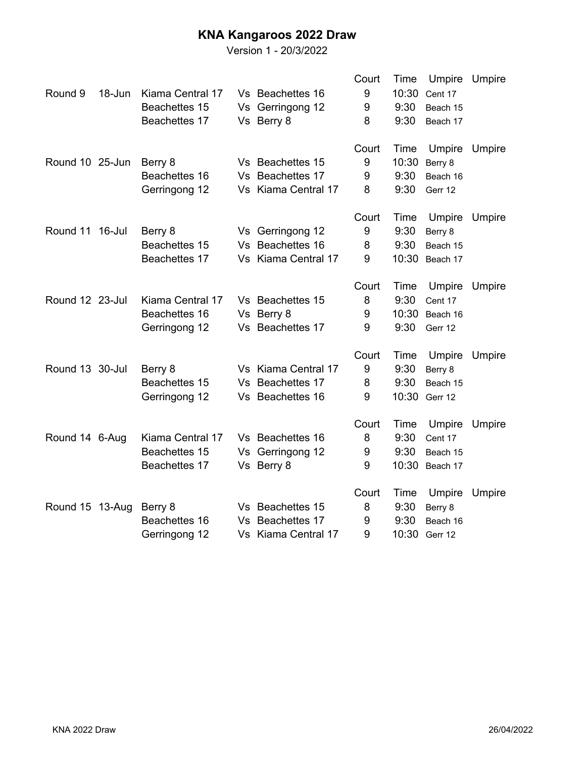# KNA Kangaroos 2022 Draw

Version 1 - 20/3/2022

| | | | | | Court | Time | Umpire | Umpire |
|---|---|---|---|---|---|---|---|---|
| Round 9 | 18-Jun | Kiama Central 17 | Vs | Beachettes 16 | 9 | 10:30 | Cent 17 | |
| | | Beachettes 15 | Vs | Gerringong 12 | 9 | 9:30 | Beach 15 | |
| | | Beachettes 17 | Vs | Berry 8 | 8 | 9:30 | Beach 17 | |
| | | | | | Court | Time | Umpire | Umpire |
| Round 10 | 25-Jun | Berry 8 | Vs | Beachettes 15 | 9 | 10:30 | Berry 8 | |
| | | Beachettes 16 | Vs | Beachettes 17 | 9 | 9:30 | Beach 16 | |
| | | Gerringong 12 | Vs | Kiama Central 17 | 8 | 9:30 | Gerr 12 | |
| | | | | | Court | Time | Umpire | Umpire |
| Round 11 | 16-Jul | Berry 8 | Vs | Gerringong 12 | 9 | 9:30 | Berry 8 | |
| | | Beachettes 15 | Vs | Beachettes 16 | 8 | 9:30 | Beach 15 | |
| | | Beachettes 17 | Vs | Kiama Central 17 | 9 | 10:30 | Beach 17 | |
| | | | | | Court | Time | Umpire | Umpire |
| Round 12 | 23-Jul | Kiama Central 17 | Vs | Beachettes 15 | 8 | 9:30 | Cent 17 | |
| | | Beachettes 16 | Vs | Berry 8 | 9 | 10:30 | Beach 16 | |
| | | Gerringong 12 | Vs | Beachettes 17 | 9 | 9:30 | Gerr 12 | |
| | | | | | Court | Time | Umpire | Umpire |
| Round 13 | 30-Jul | Berry 8 | Vs | Kiama Central 17 | 9 | 9:30 | Berry 8 | |
| | | Beachettes 15 | Vs | Beachettes 17 | 8 | 9:30 | Beach 15 | |
| | | Gerringong 12 | Vs | Beachettes 16 | 9 | 10:30 | Gerr 12 | |
| | | | | | Court | Time | Umpire | Umpire |
| Round 14 | 6-Aug | Kiama Central 17 | Vs | Beachettes 16 | 8 | 9:30 | Cent 17 | |
| | | Beachettes 15 | Vs | Gerringong 12 | 9 | 9:30 | Beach 15 | |
| | | Beachettes 17 | Vs | Berry 8 | 9 | 10:30 | Beach 17 | |
| | | | | | Court | Time | Umpire | Umpire |
| Round 15 | 13-Aug | Berry 8 | Vs | Beachettes 15 | 8 | 9:30 | Berry 8 | |
| | | Beachettes 16 | Vs | Beachettes 17 | 9 | 9:30 | Beach 16 | |
| | | Gerringong 12 | Vs | Kiama Central 17 | 9 | 10:30 | Gerr 12 | |